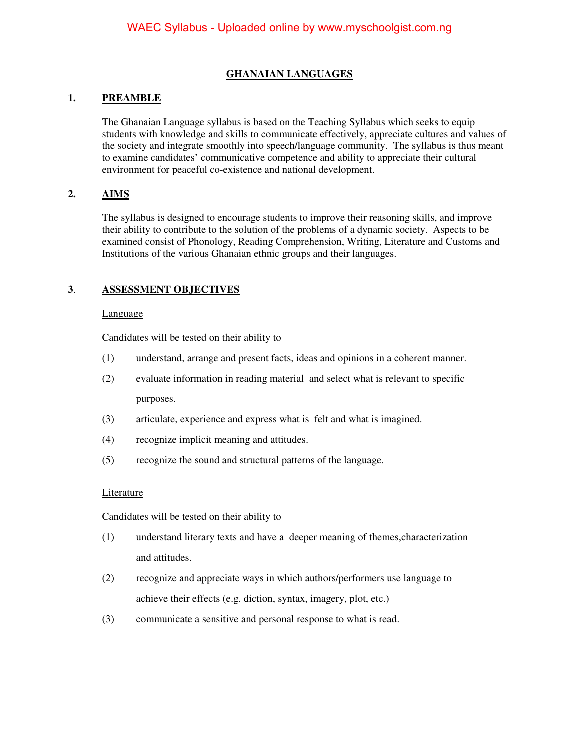# GHANAIAN LANGUAGES

## 1. PREAMBLE

The Ghanaian Language syllabus is based on the Teaching Syllabus which seeks to equip students with knowledge and skills to communicate effectively, appreciate cultures and values of the society and integrate smoothly into speech/language community. The syllabus is thus meant to examine candidates' communicative competence and ability to appreciate their cultural environment for peaceful co-existence and national development.

## 2. AIMS

The syllabus is designed to encourage students to improve their reasoning skills, and improve their ability to contribute to the solution of the problems of a dynamic society. Aspects to be examined consist of Phonology, Reading Comprehension, Writing, Literature and Customs and Institutions of the various Ghanaian ethnic groups and their languages.

## 3. ASSESSMENT OBJECTIVES

Language

Candidates will be tested on their ability to

(1) understand, arrange and present facts, ideas and opinions in a coherent manner.

(2) evaluate information in reading material and select what is relevant to specific purposes.

(3) articulate, experience and express what is felt and what is imagined.

(4) recognize implicit meaning and attitudes.

(5) recognize the sound and structural patterns of the language.

Literature

Candidates will be tested on their ability to

(1) understand literary texts and have a deeper meaning of themes,characterization and attitudes.

(2) recognize and appreciate ways in which authors/performers use language to achieve their effects (e.g. diction, syntax, imagery, plot, etc.)

(3) communicate a sensitive and personal response to what is read.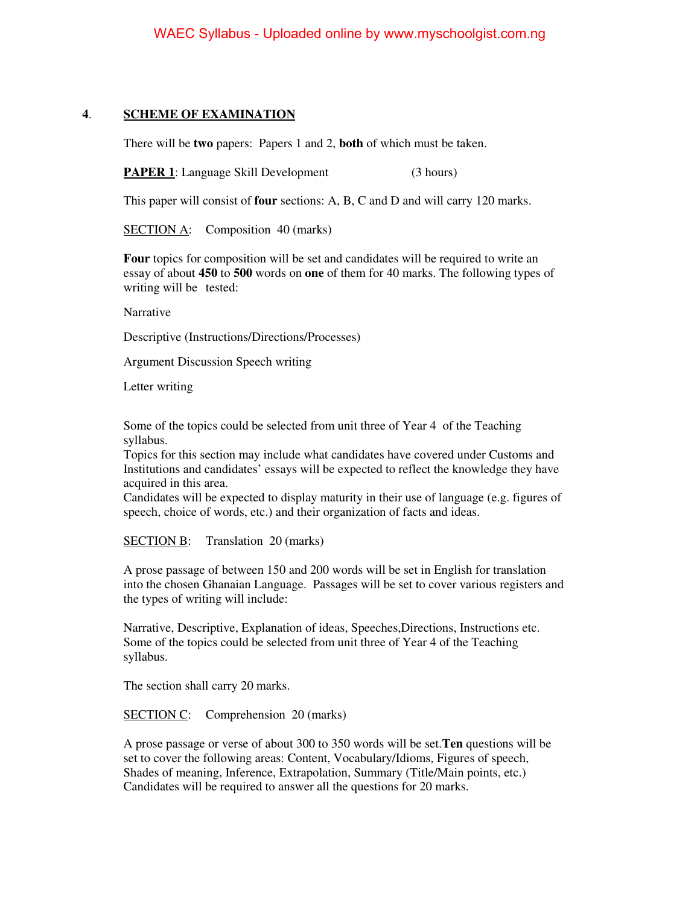## 4. SCHEME OF EXAMINATION

There will be **two** papers: Papers 1 and 2, **both** of which must be taken.

**PAPER 1**: Language Skill Development (3 hours)

This paper will consist of **four** sections: A, B, C and D and will carry 120 marks.

SECTION A: Composition 40 (marks)

**Four** topics for composition will be set and candidates will be required to write an essay of about **450** to **500** words on **one** of them for 40 marks. The following types of writing will be tested:

Narrative

Descriptive (Instructions/Directions/Processes)

Argument Discussion Speech writing

Letter writing

Some of the topics could be selected from unit three of Year 4 of the Teaching syllabus.
Topics for this section may include what candidates have covered under Customs and Institutions and candidates' essays will be expected to reflect the knowledge they have acquired in this area.
Candidates will be expected to display maturity in their use of language (e.g. figures of speech, choice of words, etc.) and their organization of facts and ideas.

SECTION B: Translation 20 (marks)

A prose passage of between 150 and 200 words will be set in English for translation into the chosen Ghanaian Language. Passages will be set to cover various registers and the types of writing will include:

Narrative, Descriptive, Explanation of ideas, Speeches,Directions, Instructions etc.
Some of the topics could be selected from unit three of Year 4 of the Teaching syllabus.

The section shall carry 20 marks.

SECTION C: Comprehension 20 (marks)

A prose passage or verse of about 300 to 350 words will be set.**Ten** questions will be set to cover the following areas: Content, Vocabulary/Idioms, Figures of speech, Shades of meaning, Inference, Extrapolation, Summary (Title/Main points, etc.)
Candidates will be required to answer all the questions for 20 marks.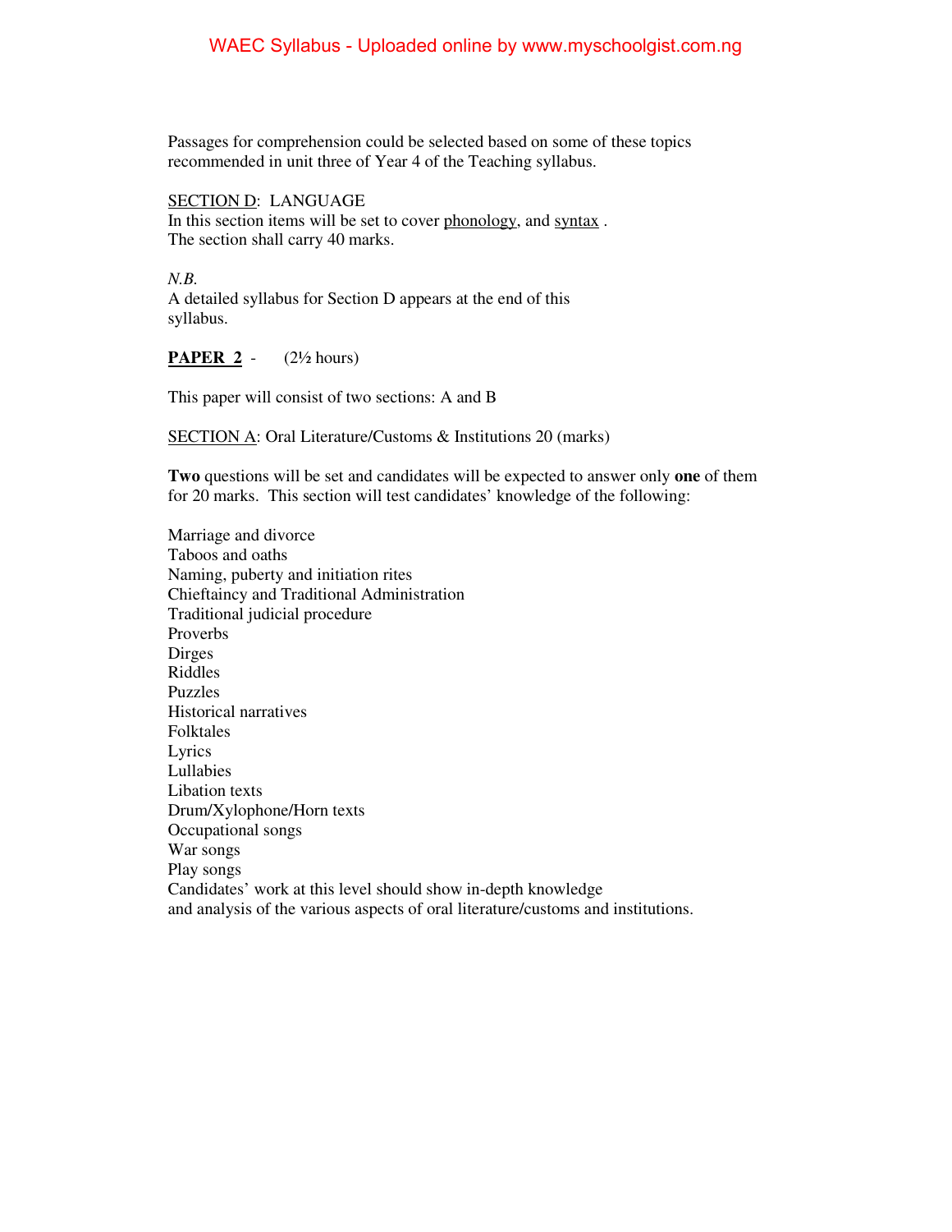Passages for comprehension could be selected based on some of these topics recommended in unit three of Year 4 of the Teaching syllabus.

SECTION D: LANGUAGE

In this section items will be set to cover phonology, and syntax .
The section shall carry 40 marks.

*N.B.*
A detailed syllabus for Section D appears at the end of this syllabus.

**PAPER 2** - (2½ hours)

This paper will consist of two sections: A and B

SECTION A: Oral Literature/Customs & Institutions 20 (marks)

**Two** questions will be set and candidates will be expected to answer only **one** of them for 20 marks. This section will test candidates' knowledge of the following:

Marriage and divorce
Taboos and oaths
Naming, puberty and initiation rites
Chieftaincy and Traditional Administration
Traditional judicial procedure
Proverbs
Dirges
Riddles
Puzzles
Historical narratives
Folktales
Lyrics
Lullabies
Libation texts
Drum/Xylophone/Horn texts
Occupational songs
War songs
Play songs

Candidates' work at this level should show in-depth knowledge and analysis of the various aspects of oral literature/customs and institutions.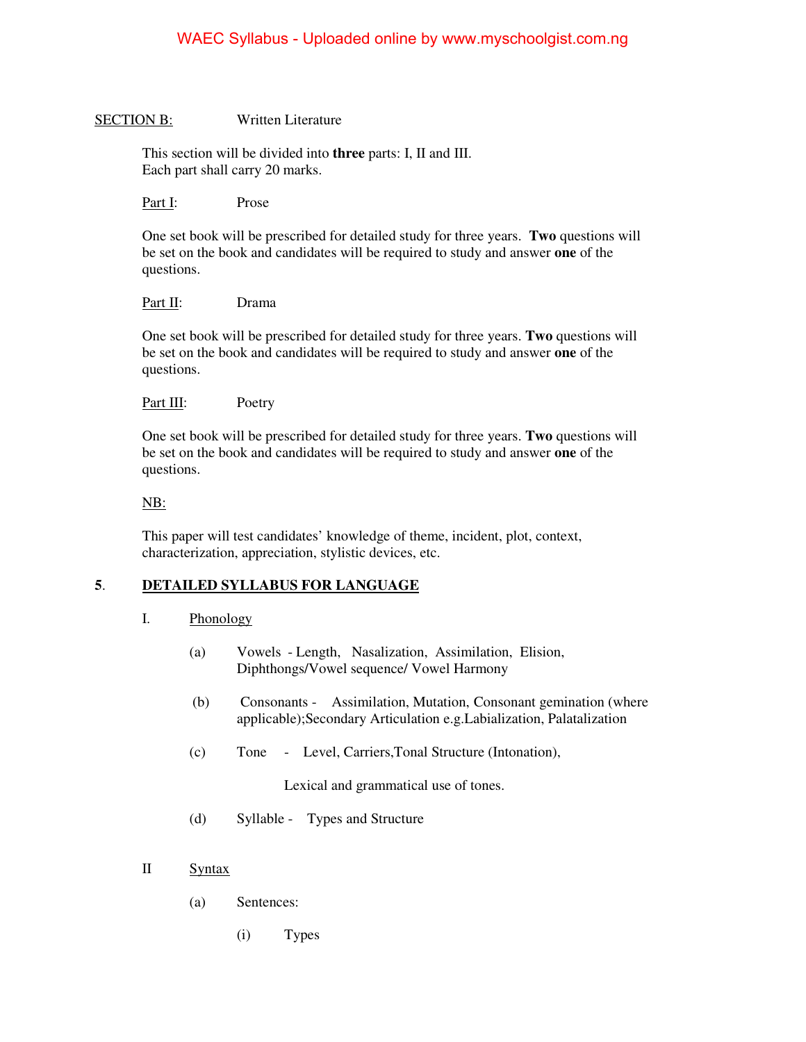SECTION B: Written Literature

This section will be divided into **three** parts: I, II and III.
Each part shall carry 20 marks.

Part I: Prose

One set book will be prescribed for detailed study for three years. **Two** questions will be set on the book and candidates will be required to study and answer **one** of the questions.

Part II: Drama

One set book will be prescribed for detailed study for three years. **Two** questions will be set on the book and candidates will be required to study and answer **one** of the questions.

Part III: Poetry

One set book will be prescribed for detailed study for three years. **Two** questions will be set on the book and candidates will be required to study and answer **one** of the questions.

NB:

This paper will test candidates' knowledge of theme, incident, plot, context, characterization, appreciation, stylistic devices, etc.

## 5. DETAILED SYLLABUS FOR LANGUAGE

I. Phonology

(a) Vowels - Length, Nasalization, Assimilation, Elision, Diphthongs/Vowel sequence/ Vowel Harmony

(b) Consonants - Assimilation, Mutation, Consonant gemination (where applicable);Secondary Articulation e.g.Labialization, Palatalization

(c) Tone - Level, Carriers,Tonal Structure (Intonation),

Lexical and grammatical use of tones.

(d) Syllable - Types and Structure

II Syntax

(a) Sentences:

(i) Types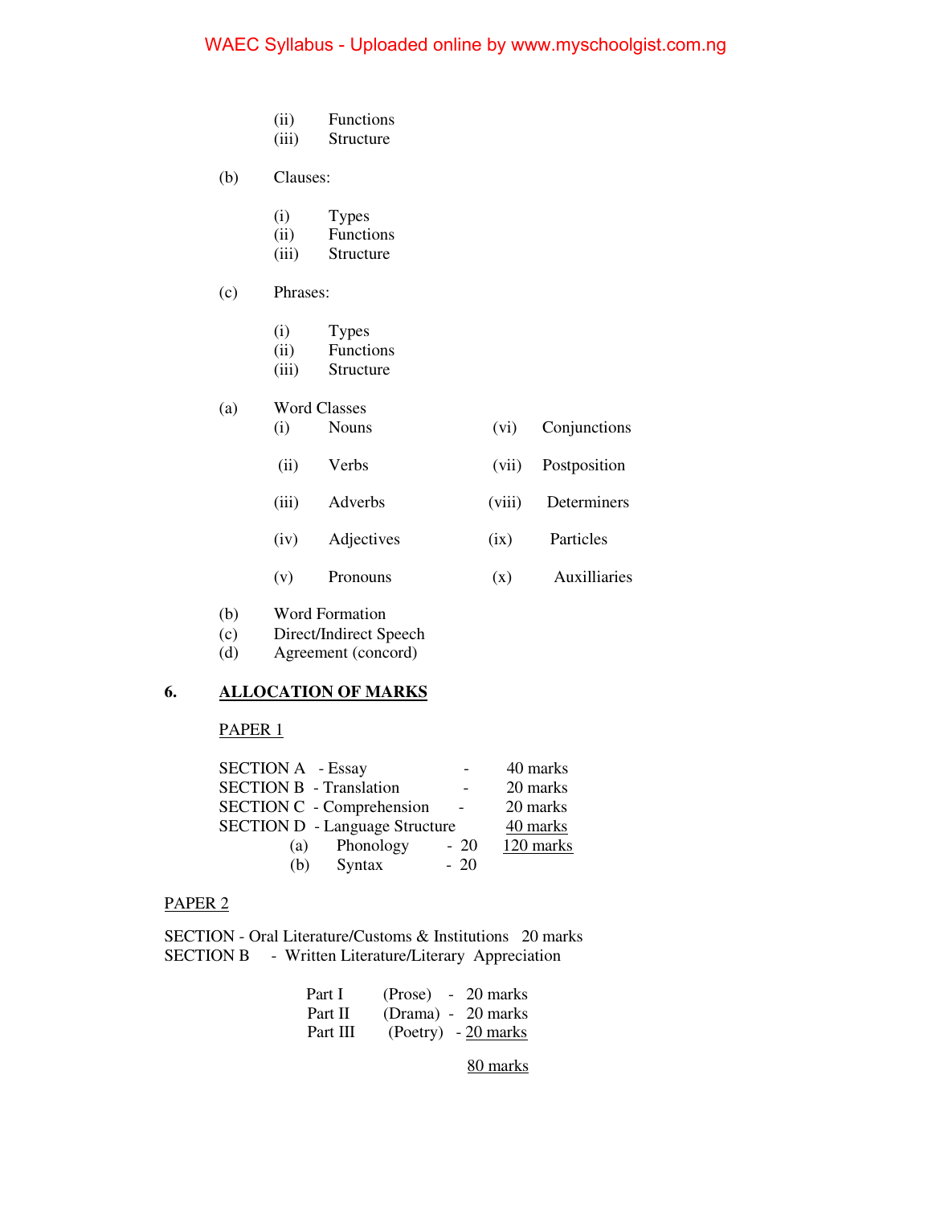(ii) Functions
(iii) Structure

(b) Clauses:

(i) Types
(ii) Functions
(iii) Structure

(c) Phrases:

(i) Types
(ii) Functions
(iii) Structure

(a) Word Classes

| | | | |
|---|---|---|---|
| (i) | Nouns | (vi) | Conjunctions |
| (ii) | Verbs | (vii) | Postposition |
| (iii) | Adverbs | (viii) | Determiners |
| (iv) | Adjectives | (ix) | Particles |
| (v) | Pronouns | (x) | Auxilliaries |

(b) Word Formation
(c) Direct/Indirect Speech
(d) Agreement (concord)

## 6. ALLOCATION OF MARKS

PAPER 1

SECTION A - Essay - 40 marks
SECTION B - Translation - 20 marks
SECTION C - Comprehension - 20 marks
SECTION D - Language Structure 40 marks
(a) Phonology - 20 120 marks
(b) Syntax - 20

PAPER 2

SECTION - Oral Literature/Customs & Institutions 20 marks
SECTION B - Written Literature/Literary Appreciation

Part I (Prose) - 20 marks
Part II (Drama) - 20 marks
Part III (Poetry) - 20 marks

80 marks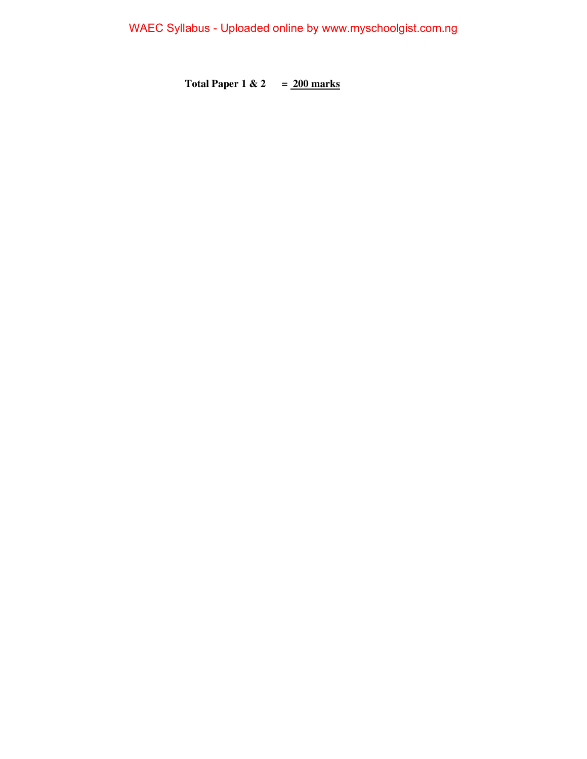**Total Paper 1 & 2 = <u>200 marks</u>**